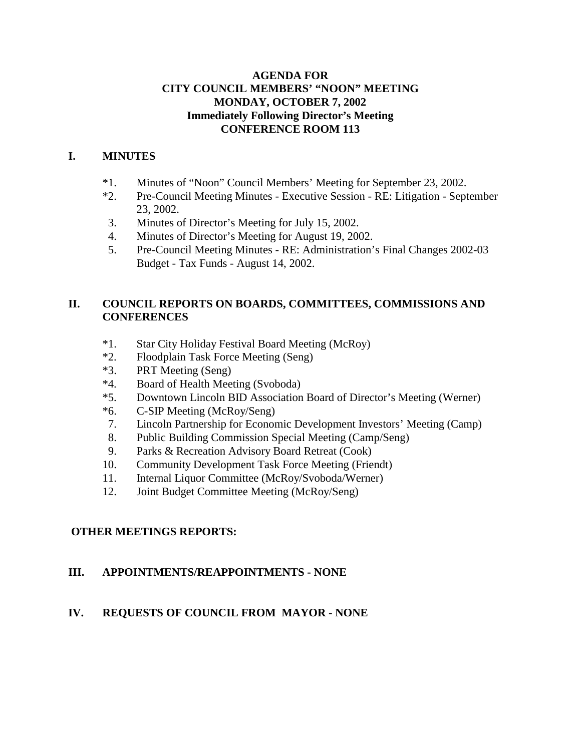**AGENDA FOR**
**CITY COUNCIL MEMBERS' "NOON" MEETING**
**MONDAY, OCTOBER 7, 2002**
**Immediately Following Director's Meeting**
**CONFERENCE ROOM 113**

## I. MINUTES

- *1. Minutes of "Noon" Council Members' Meeting for September 23, 2002.
- *2. Pre-Council Meeting Minutes - Executive Session - RE: Litigation - September 23, 2002.
- 3. Minutes of Director's Meeting for July 15, 2002.
- 4. Minutes of Director's Meeting for August 19, 2002.
- 5. Pre-Council Meeting Minutes - RE: Administration's Final Changes 2002-03 Budget - Tax Funds - August 14, 2002.

## II. COUNCIL REPORTS ON BOARDS, COMMITTEES, COMMISSIONS AND CONFERENCES

- *1. Star City Holiday Festival Board Meeting (McRoy)
- *2. Floodplain Task Force Meeting (Seng)
- *3. PRT Meeting (Seng)
- *4. Board of Health Meeting (Svoboda)
- *5. Downtown Lincoln BID Association Board of Director's Meeting (Werner)
- *6. C-SIP Meeting (McRoy/Seng)
- 7. Lincoln Partnership for Economic Development Investors' Meeting (Camp)
- 8. Public Building Commission Special Meeting (Camp/Seng)
- 9. Parks & Recreation Advisory Board Retreat (Cook)
- 10. Community Development Task Force Meeting (Friendt)
- 11. Internal Liquor Committee (McRoy/Svoboda/Werner)
- 12. Joint Budget Committee Meeting (McRoy/Seng)

**OTHER MEETINGS REPORTS:**

## III. APPOINTMENTS/REAPPOINTMENTS - NONE

## IV. REQUESTS OF COUNCIL FROM MAYOR - NONE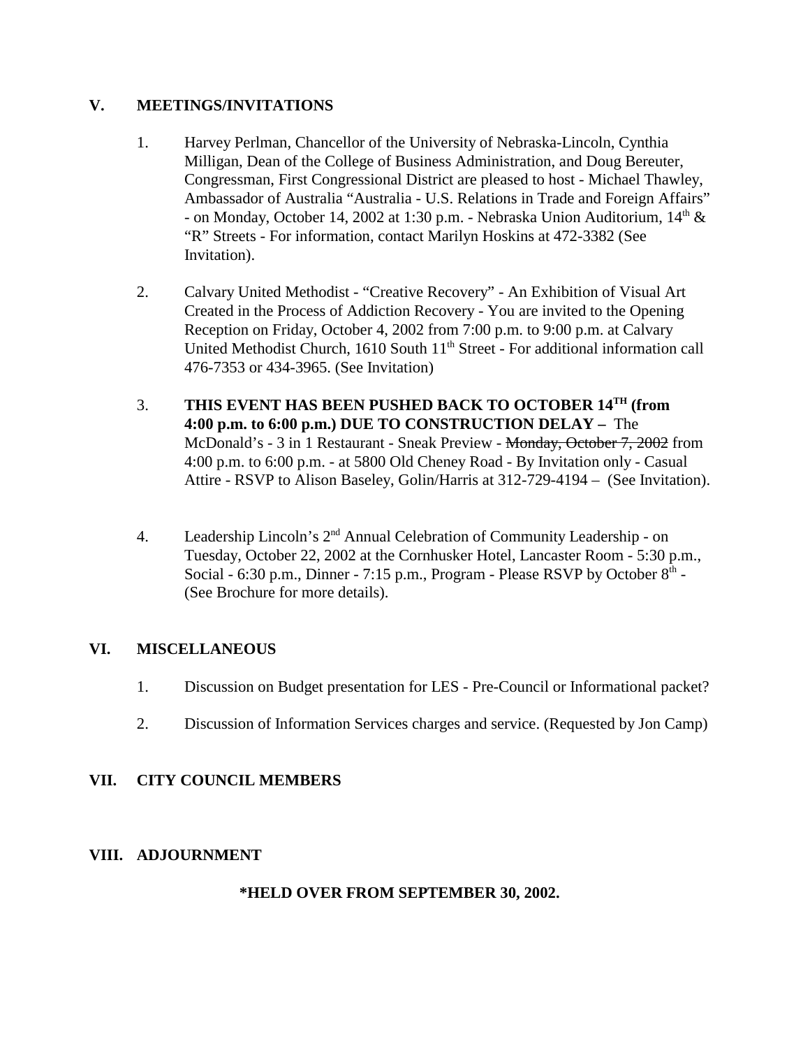## V. MEETINGS/INVITATIONS

1. Harvey Perlman, Chancellor of the University of Nebraska-Lincoln, Cynthia Milligan, Dean of the College of Business Administration, and Doug Bereuter, Congressman, First Congressional District are pleased to host - Michael Thawley, Ambassador of Australia "Australia - U.S. Relations in Trade and Foreign Affairs" - on Monday, October 14, 2002 at 1:30 p.m. - Nebraska Union Auditorium, 14th & "R" Streets - For information, contact Marilyn Hoskins at 472-3382 (See Invitation).

2. Calvary United Methodist - "Creative Recovery" - An Exhibition of Visual Art Created in the Process of Addiction Recovery - You are invited to the Opening Reception on Friday, October 4, 2002 from 7:00 p.m. to 9:00 p.m. at Calvary United Methodist Church, 1610 South 11th Street - For additional information call 476-7353 or 434-3965. (See Invitation)

3. **THIS EVENT HAS BEEN PUSHED BACK TO OCTOBER 14TH (from 4:00 p.m. to 6:00 p.m.) DUE TO CONSTRUCTION DELAY –** The McDonald's - 3 in 1 Restaurant - Sneak Preview - ~~Monday, October 7, 2002~~ from 4:00 p.m. to 6:00 p.m. - at 5800 Old Cheney Road - By Invitation only - Casual Attire - RSVP to Alison Baseley, Golin/Harris at 312-729-4194 – (See Invitation).

4. Leadership Lincoln's 2nd Annual Celebration of Community Leadership - on Tuesday, October 22, 2002 at the Cornhusker Hotel, Lancaster Room - 5:30 p.m., Social - 6:30 p.m., Dinner - 7:15 p.m., Program - Please RSVP by October 8th - (See Brochure for more details).

## VI. MISCELLANEOUS

1. Discussion on Budget presentation for LES - Pre-Council or Informational packet?

2. Discussion of Information Services charges and service. (Requested by Jon Camp)

## VII. CITY COUNCIL MEMBERS

## VIII. ADJOURNMENT

**\*HELD OVER FROM SEPTEMBER 30, 2002.**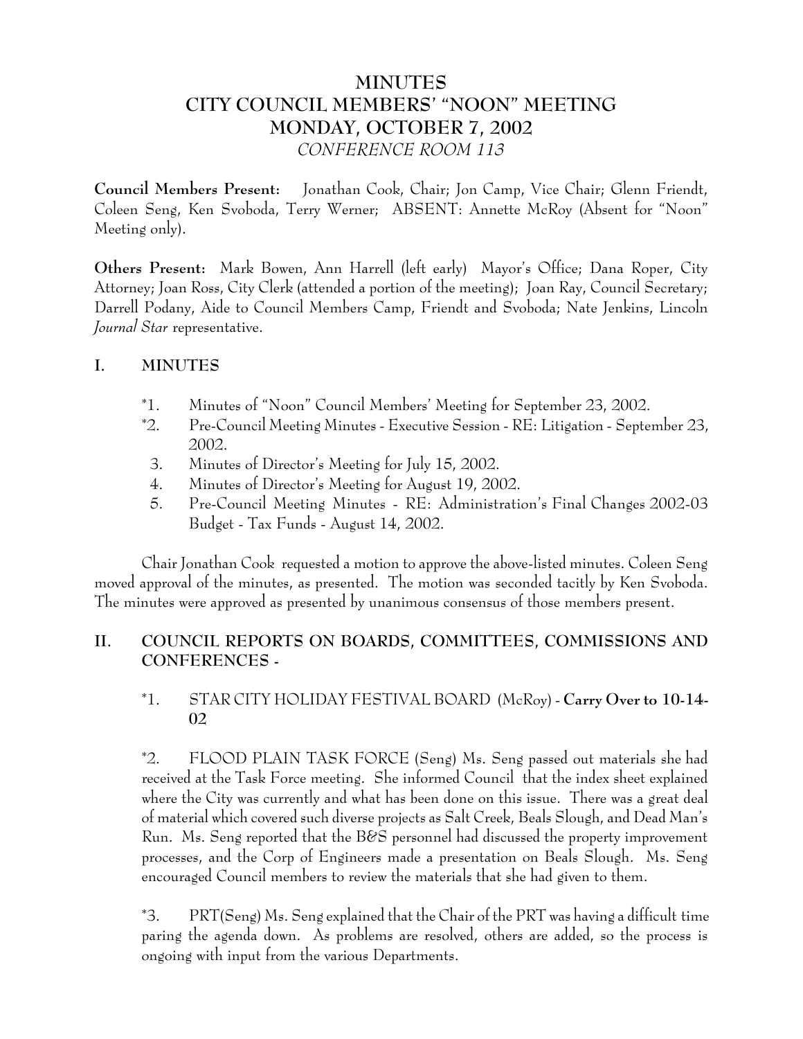# MINUTES
# CITY COUNCIL MEMBERS' "NOON" MEETING
# MONDAY, OCTOBER 7, 2002
*CONFERENCE ROOM 113*

**Council Members Present:** Jonathan Cook, Chair; Jon Camp, Vice Chair; Glenn Friendt, Coleen Seng, Ken Svoboda, Terry Werner; ABSENT: Annette McRoy (Absent for "Noon" Meeting only).

**Others Present:** Mark Bowen, Ann Harrell (left early) Mayor's Office; Dana Roper, City Attorney; Joan Ross, City Clerk (attended a portion of the meeting); Joan Ray, Council Secretary; Darrell Podany, Aide to Council Members Camp, Friendt and Svoboda; Nate Jenkins, Lincoln *Journal Star* representative.

## I. MINUTES

*1. Minutes of "Noon" Council Members' Meeting for September 23, 2002.
*2. Pre-Council Meeting Minutes - Executive Session - RE: Litigation - September 23, 2002.
3. Minutes of Director's Meeting for July 15, 2002.
4. Minutes of Director's Meeting for August 19, 2002.
5. Pre-Council Meeting Minutes - RE: Administration's Final Changes 2002-03 Budget - Tax Funds - August 14, 2002.

Chair Jonathan Cook requested a motion to approve the above-listed minutes. Coleen Seng moved approval of the minutes, as presented. The motion was seconded tacitly by Ken Svoboda. The minutes were approved as presented by unanimous consensus of those members present.

## II. COUNCIL REPORTS ON BOARDS, COMMITTEES, COMMISSIONS AND CONFERENCES -

*1. STAR CITY HOLIDAY FESTIVAL BOARD (McRoy) - **Carry Over to 10-14-02**

*2. FLOOD PLAIN TASK FORCE (Seng) Ms. Seng passed out materials she had received at the Task Force meeting. She informed Council that the index sheet explained where the City was currently and what has been done on this issue. There was a great deal of material which covered such diverse projects as Salt Creek, Beals Slough, and Dead Man's Run. Ms. Seng reported that the B&S personnel had discussed the property improvement processes, and the Corp of Engineers made a presentation on Beals Slough. Ms. Seng encouraged Council members to review the materials that she had given to them.

*3. PRT(Seng) Ms. Seng explained that the Chair of the PRT was having a difficult time paring the agenda down. As problems are resolved, others are added, so the process is ongoing with input from the various Departments.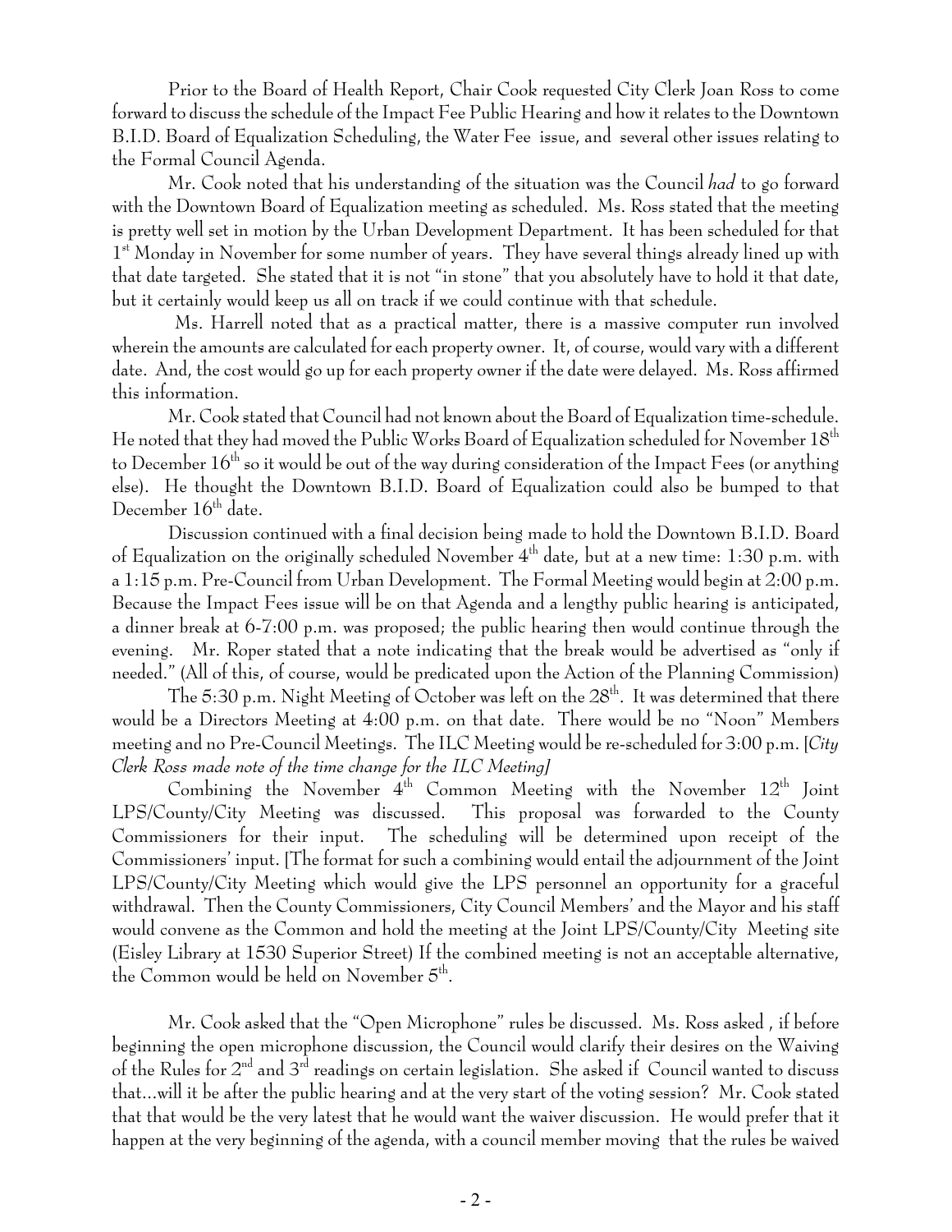Prior to the Board of Health Report, Chair Cook requested City Clerk Joan Ross to come forward to discuss the schedule of the Impact Fee Public Hearing and how it relates to the Downtown B.I.D. Board of Equalization Scheduling, the Water Fee issue, and several other issues relating to the Formal Council Agenda.

Mr. Cook noted that his understanding of the situation was the Council *had* to go forward with the Downtown Board of Equalization meeting as scheduled. Ms. Ross stated that the meeting is pretty well set in motion by the Urban Development Department. It has been scheduled for that 1st Monday in November for some number of years. They have several things already lined up with that date targeted. She stated that it is not "in stone" that you absolutely have to hold it that date, but it certainly would keep us all on track if we could continue with that schedule.

Ms. Harrell noted that as a practical matter, there is a massive computer run involved wherein the amounts are calculated for each property owner. It, of course, would vary with a different date. And, the cost would go up for each property owner if the date were delayed. Ms. Ross affirmed this information.

Mr. Cook stated that Council had not known about the Board of Equalization time-schedule. He noted that they had moved the Public Works Board of Equalization scheduled for November 18th to December 16th so it would be out of the way during consideration of the Impact Fees (or anything else). He thought the Downtown B.I.D. Board of Equalization could also be bumped to that December 16th date.

Discussion continued with a final decision being made to hold the Downtown B.I.D. Board of Equalization on the originally scheduled November 4th date, but at a new time: 1:30 p.m. with a 1:15 p.m. Pre-Council from Urban Development. The Formal Meeting would begin at 2:00 p.m. Because the Impact Fees issue will be on that Agenda and a lengthy public hearing is anticipated, a dinner break at 6-7:00 p.m. was proposed; the public hearing then would continue through the evening. Mr. Roper stated that a note indicating that the break would be advertised as "only if needed." (All of this, of course, would be predicated upon the Action of the Planning Commission)

The 5:30 p.m. Night Meeting of October was left on the 28th. It was determined that there would be a Directors Meeting at 4:00 p.m. on that date. There would be no "Noon" Members meeting and no Pre-Council Meetings. The ILC Meeting would be re-scheduled for 3:00 p.m. [*City Clerk Ross made note of the time change for the ILC Meeting]*

Combining the November 4th Common Meeting with the November 12th Joint LPS/County/City Meeting was discussed. This proposal was forwarded to the County Commissioners for their input. The scheduling will be determined upon receipt of the Commissioners' input. [The format for such a combining would entail the adjournment of the Joint LPS/County/City Meeting which would give the LPS personnel an opportunity for a graceful withdrawal. Then the County Commissioners, City Council Members' and the Mayor and his staff would convene as the Common and hold the meeting at the Joint LPS/County/City Meeting site (Eisley Library at 1530 Superior Street) If the combined meeting is not an acceptable alternative, the Common would be held on November 5th.

Mr. Cook asked that the "Open Microphone" rules be discussed. Ms. Ross asked , if before beginning the open microphone discussion, the Council would clarify their desires on the Waiving of the Rules for 2nd and 3rd readings on certain legislation. She asked if Council wanted to discuss that...will it be after the public hearing and at the very start of the voting session? Mr. Cook stated that that would be the very latest that he would want the waiver discussion. He would prefer that it happen at the very beginning of the agenda, with a council member moving that the rules be waived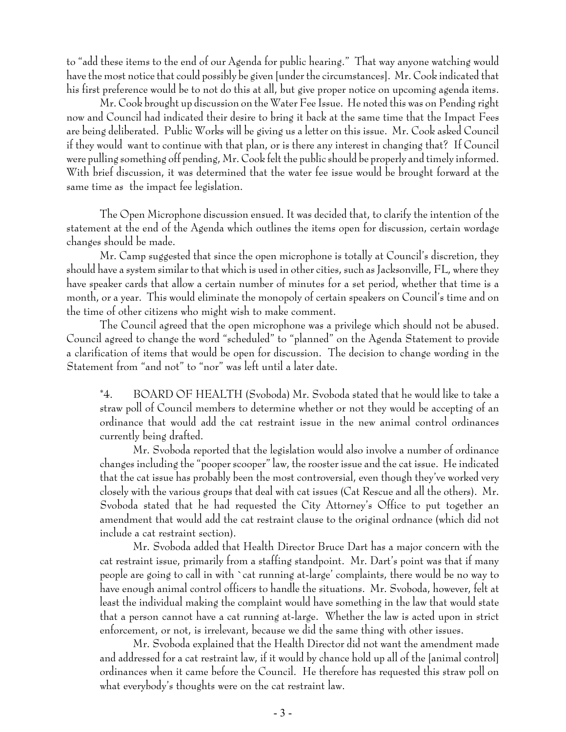to "add these items to the end of our Agenda for public hearing." That way anyone watching would have the most notice that could possibly be given [under the circumstances]. Mr. Cook indicated that his first preference would be to not do this at all, but give proper notice on upcoming agenda items.

Mr. Cook brought up discussion on the Water Fee Issue. He noted this was on Pending right now and Council had indicated their desire to bring it back at the same time that the Impact Fees are being deliberated. Public Works will be giving us a letter on this issue. Mr. Cook asked Council if they would want to continue with that plan, or is there any interest in changing that? If Council were pulling something off pending, Mr. Cook felt the public should be properly and timely informed. With brief discussion, it was determined that the water fee issue would be brought forward at the same time as the impact fee legislation.

The Open Microphone discussion ensued. It was decided that, to clarify the intention of the statement at the end of the Agenda which outlines the items open for discussion, certain wordage changes should be made.

Mr. Camp suggested that since the open microphone is totally at Council's discretion, they should have a system similar to that which is used in other cities, such as Jacksonville, FL, where they have speaker cards that allow a certain number of minutes for a set period, whether that time is a month, or a year. This would eliminate the monopoly of certain speakers on Council's time and on the time of other citizens who might wish to make comment.

The Council agreed that the open microphone was a privilege which should not be abused. Council agreed to change the word "scheduled" to "planned" on the Agenda Statement to provide a clarification of items that would be open for discussion. The decision to change wording in the Statement from "and not" to "nor" was left until a later date.

*4. BOARD OF HEALTH (Svoboda) Mr. Svoboda stated that he would like to take a straw poll of Council members to determine whether or not they would be accepting of an ordinance that would add the cat restraint issue in the new animal control ordinances currently being drafted.

Mr. Svoboda reported that the legislation would also involve a number of ordinance changes including the "pooper scooper" law, the rooster issue and the cat issue. He indicated that the cat issue has probably been the most controversial, even though they've worked very closely with the various groups that deal with cat issues (Cat Rescue and all the others). Mr. Svoboda stated that he had requested the City Attorney's Office to put together an amendment that would add the cat restraint clause to the original ordnance (which did not include a cat restraint section).

Mr. Svoboda added that Health Director Bruce Dart has a major concern with the cat restraint issue, primarily from a staffing standpoint. Mr. Dart's point was that if many people are going to call in with `cat running at-large' complaints, there would be no way to have enough animal control officers to handle the situations. Mr. Svoboda, however, felt at least the individual making the complaint would have something in the law that would state that a person cannot have a cat running at-large. Whether the law is acted upon in strict enforcement, or not, is irrelevant, because we did the same thing with other issues.

Mr. Svoboda explained that the Health Director did not want the amendment made and addressed for a cat restraint law, if it would by chance hold up all of the [animal control] ordinances when it came before the Council. He therefore has requested this straw poll on what everybody's thoughts were on the cat restraint law.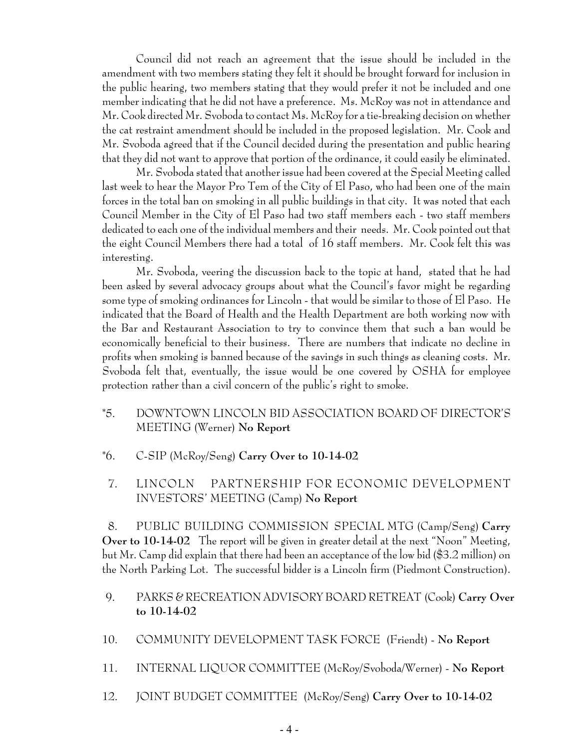Council did not reach an agreement that the issue should be included in the amendment with two members stating they felt it should be brought forward for inclusion in the public hearing, two members stating that they would prefer it not be included and one member indicating that he did not have a preference. Ms. McRoy was not in attendance and Mr. Cook directed Mr. Svoboda to contact Ms. McRoy for a tie-breaking decision on whether the cat restraint amendment should be included in the proposed legislation. Mr. Cook and Mr. Svoboda agreed that if the Council decided during the presentation and public hearing that they did not want to approve that portion of the ordinance, it could easily be eliminated.

Mr. Svoboda stated that another issue had been covered at the Special Meeting called last week to hear the Mayor Pro Tem of the City of El Paso, who had been one of the main forces in the total ban on smoking in all public buildings in that city. It was noted that each Council Member in the City of El Paso had two staff members each - two staff members dedicated to each one of the individual members and their needs. Mr. Cook pointed out that the eight Council Members there had a total of 16 staff members. Mr. Cook felt this was interesting.

Mr. Svoboda, veering the discussion back to the topic at hand, stated that he had been asked by several advocacy groups about what the Council's favor might be regarding some type of smoking ordinances for Lincoln - that would be similar to those of El Paso. He indicated that the Board of Health and the Health Department are both working now with the Bar and Restaurant Association to try to convince them that such a ban would be economically beneficial to their business. There are numbers that indicate no decline in profits when smoking is banned because of the savings in such things as cleaning costs. Mr. Svoboda felt that, eventually, the issue would be one covered by OSHA for employee protection rather than a civil concern of the public's right to smoke.

*5. DOWNTOWN LINCOLN BID ASSOCIATION BOARD OF DIRECTOR'S MEETING (Werner) **No Report**

*6. C-SIP (McRoy/Seng) **Carry Over to 10-14-02**

7. LINCOLN PARTNERSHIP FOR ECONOMIC DEVELOPMENT INVESTORS' MEETING (Camp) **No Report**

8. PUBLIC BUILDING COMMISSION SPECIAL MTG (Camp/Seng) **Carry Over to 10-14-02** The report will be given in greater detail at the next "Noon" Meeting, but Mr. Camp did explain that there had been an acceptance of the low bid ($3.2 million) on the North Parking Lot. The successful bidder is a Lincoln firm (Piedmont Construction).

9. PARKS & RECREATION ADVISORY BOARD RETREAT (Cook) **Carry Over to 10-14-02**

10. COMMUNITY DEVELOPMENT TASK FORCE (Friendt) - **No Report**

11. INTERNAL LIQUOR COMMITTEE (McRoy/Svoboda/Werner) - **No Report**

12. JOINT BUDGET COMMITTEE (McRoy/Seng) **Carry Over to 10-14-02**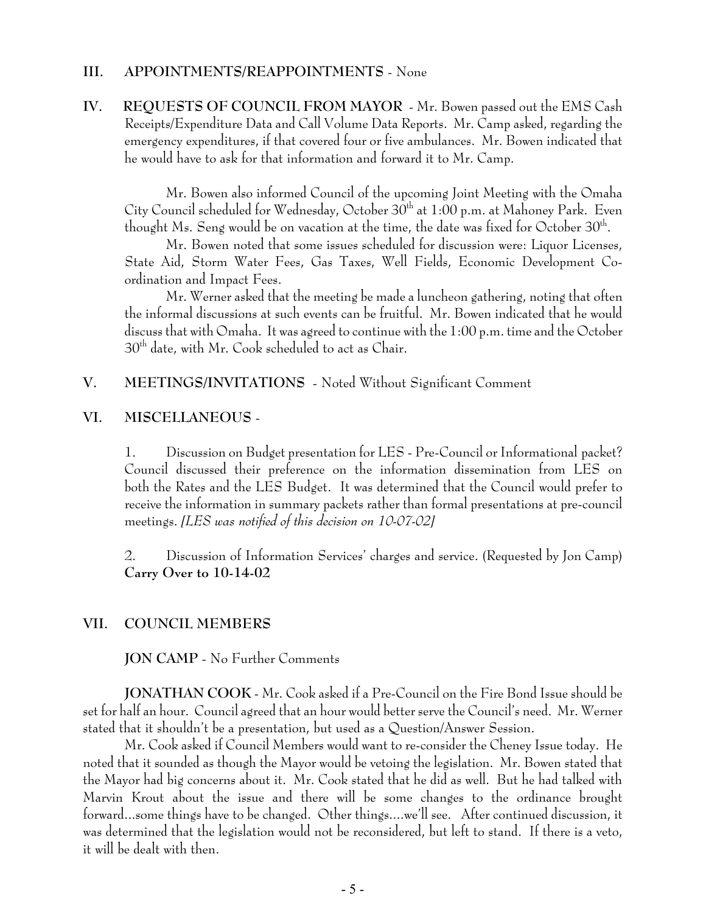**III. APPOINTMENTS/REAPPOINTMENTS** - None

**IV. REQUESTS OF COUNCIL FROM MAYOR** - Mr. Bowen passed out the EMS Cash Receipts/Expenditure Data and Call Volume Data Reports. Mr. Camp asked, regarding the emergency expenditures, if that covered four or five ambulances. Mr. Bowen indicated that he would have to ask for that information and forward it to Mr. Camp.

Mr. Bowen also informed Council of the upcoming Joint Meeting with the Omaha City Council scheduled for Wednesday, October 30th at 1:00 p.m. at Mahoney Park. Even thought Ms. Seng would be on vacation at the time, the date was fixed for October 30th.

Mr. Bowen noted that some issues scheduled for discussion were: Liquor Licenses, State Aid, Storm Water Fees, Gas Taxes, Well Fields, Economic Development Co-ordination and Impact Fees.

Mr. Werner asked that the meeting be made a luncheon gathering, noting that often the informal discussions at such events can be fruitful. Mr. Bowen indicated that he would discuss that with Omaha. It was agreed to continue with the 1:00 p.m. time and the October 30th date, with Mr. Cook scheduled to act as Chair.

**V. MEETINGS/INVITATIONS** - Noted Without Significant Comment

**VI. MISCELLANEOUS** -

1. Discussion on Budget presentation for LES - Pre-Council or Informational packet? Council discussed their preference on the information dissemination from LES on both the Rates and the LES Budget. It was determined that the Council would prefer to receive the information in summary packets rather than formal presentations at pre-council meetings. *[LES was notified of this decision on 10-07-02]*

2. Discussion of Information Services' charges and service. (Requested by Jon Camp) **Carry Over to 10-14-02**

**VII. COUNCIL MEMBERS**

**JON CAMP** - No Further Comments

**JONATHAN COOK** - Mr. Cook asked if a Pre-Council on the Fire Bond Issue should be set for half an hour. Council agreed that an hour would better serve the Council's need. Mr. Werner stated that it shouldn't be a presentation, but used as a Question/Answer Session.

Mr. Cook asked if Council Members would want to re-consider the Cheney Issue today. He noted that it sounded as though the Mayor would be vetoing the legislation. Mr. Bowen stated that the Mayor had big concerns about it. Mr. Cook stated that he did as well. But he had talked with Marvin Krout about the issue and there will be some changes to the ordinance brought forward...some things have to be changed. Other things....we'll see. After continued discussion, it was determined that the legislation would not be reconsidered, but left to stand. If there is a veto, it will be dealt with then.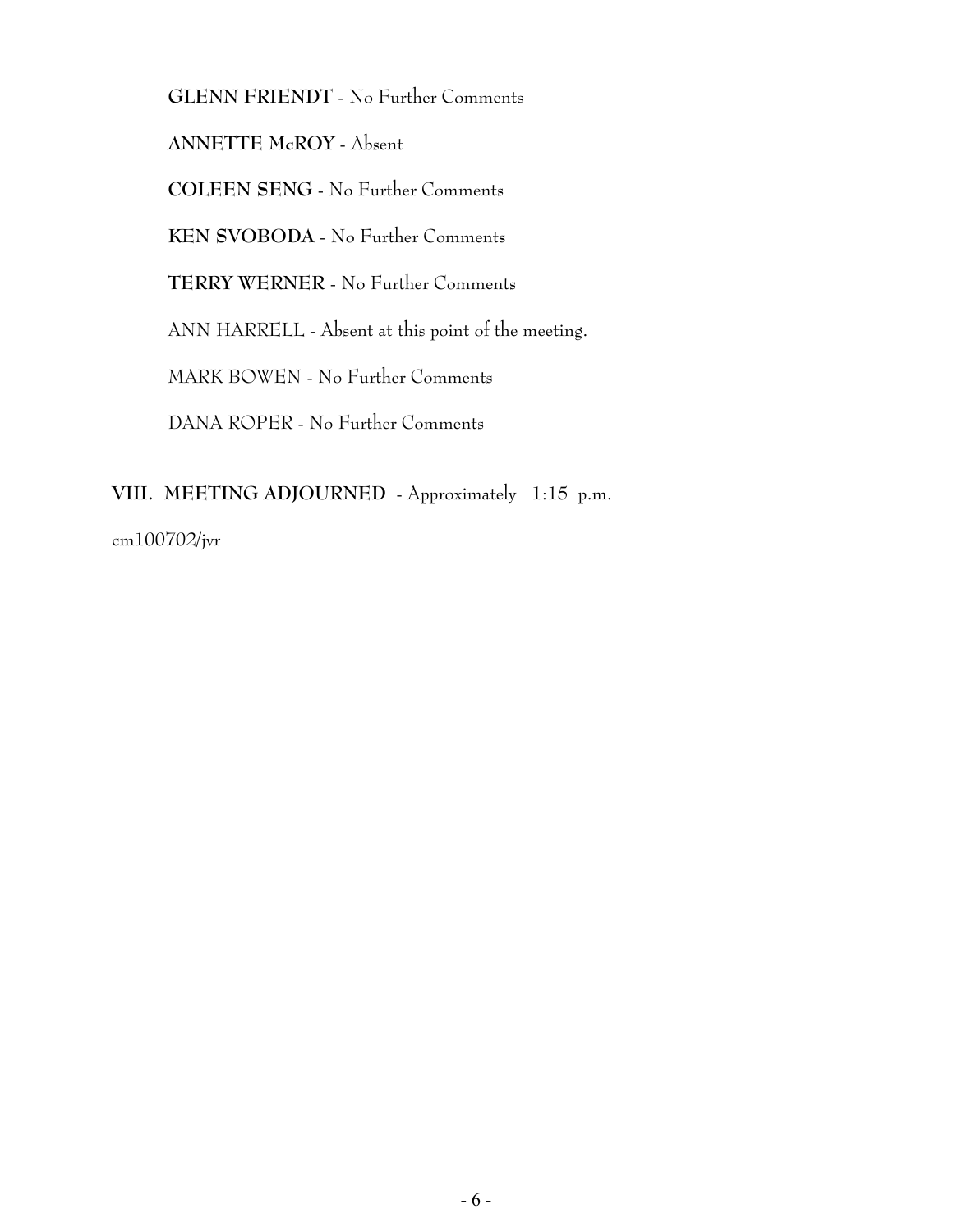**GLENN FRIENDT** - No Further Comments

**ANNETTE McROY** - Absent

**COLEEN SENG** - No Further Comments

**KEN SVOBODA** - No Further Comments

**TERRY WERNER** - No Further Comments

ANN HARRELL - Absent at this point of the meeting.

MARK BOWEN - No Further Comments

DANA ROPER - No Further Comments

**VIII. MEETING ADJOURNED** - Approximately 1:15 p.m.

cm100702/jvr